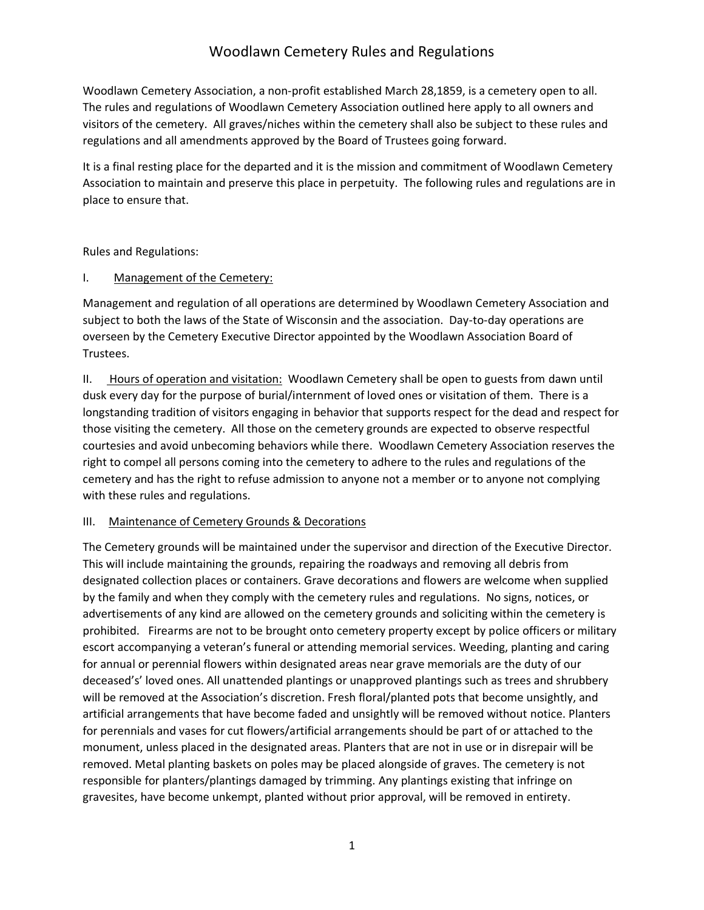# Woodlawn Cemetery Rules and Regulations

Woodlawn Cemetery Association, a non-profit established March 28,1859, is a cemetery open to all. The rules and regulations of Woodlawn Cemetery Association outlined here apply to all owners and visitors of the cemetery. All graves/niches within the cemetery shall also be subject to these rules and regulations and all amendments approved by the Board of Trustees going forward.

It is a final resting place for the departed and it is the mission and commitment of Woodlawn Cemetery Association to maintain and preserve this place in perpetuity. The following rules and regulations are in place to ensure that.

Rules and Regulations:

I. <u>Management of the Cemetery:</u>

Management and regulation of all operations are determined by Woodlawn Cemetery Association and subject to both the laws of the State of Wisconsin and the association. Day-to-day operations are overseen by the Cemetery Executive Director appointed by the Woodlawn Association Board of Trustees.

II. <u>Hours of operation and visitation:</u> Woodlawn Cemetery shall be open to guests from dawn until dusk every day for the purpose of burial/internment of loved ones or visitation of them. There is a longstanding tradition of visitors engaging in behavior that supports respect for the dead and respect for those visiting the cemetery. All those on the cemetery grounds are expected to observe respectful courtesies and avoid unbecoming behaviors while there. Woodlawn Cemetery Association reserves the right to compel all persons coming into the cemetery to adhere to the rules and regulations of the cemetery and has the right to refuse admission to anyone not a member or to anyone not complying with these rules and regulations.

III. <u>Maintenance of Cemetery Grounds & Decorations</u>

The Cemetery grounds will be maintained under the supervisor and direction of the Executive Director. This will include maintaining the grounds, repairing the roadways and removing all debris from designated collection places or containers. Grave decorations and flowers are welcome when supplied by the family and when they comply with the cemetery rules and regulations. No signs, notices, or advertisements of any kind are allowed on the cemetery grounds and soliciting within the cemetery is prohibited. Firearms are not to be brought onto cemetery property except by police officers or military escort accompanying a veteran's funeral or attending memorial services. Weeding, planting and caring for annual or perennial flowers within designated areas near grave memorials are the duty of our deceased's' loved ones. All unattended plantings or unapproved plantings such as trees and shrubbery will be removed at the Association's discretion. Fresh floral/planted pots that become unsightly, and artificial arrangements that have become faded and unsightly will be removed without notice. Planters for perennials and vases for cut flowers/artificial arrangements should be part of or attached to the monument, unless placed in the designated areas. Planters that are not in use or in disrepair will be removed. Metal planting baskets on poles may be placed alongside of graves. The cemetery is not responsible for planters/plantings damaged by trimming. Any plantings existing that infringe on gravesites, have become unkempt, planted without prior approval, will be removed in entirety.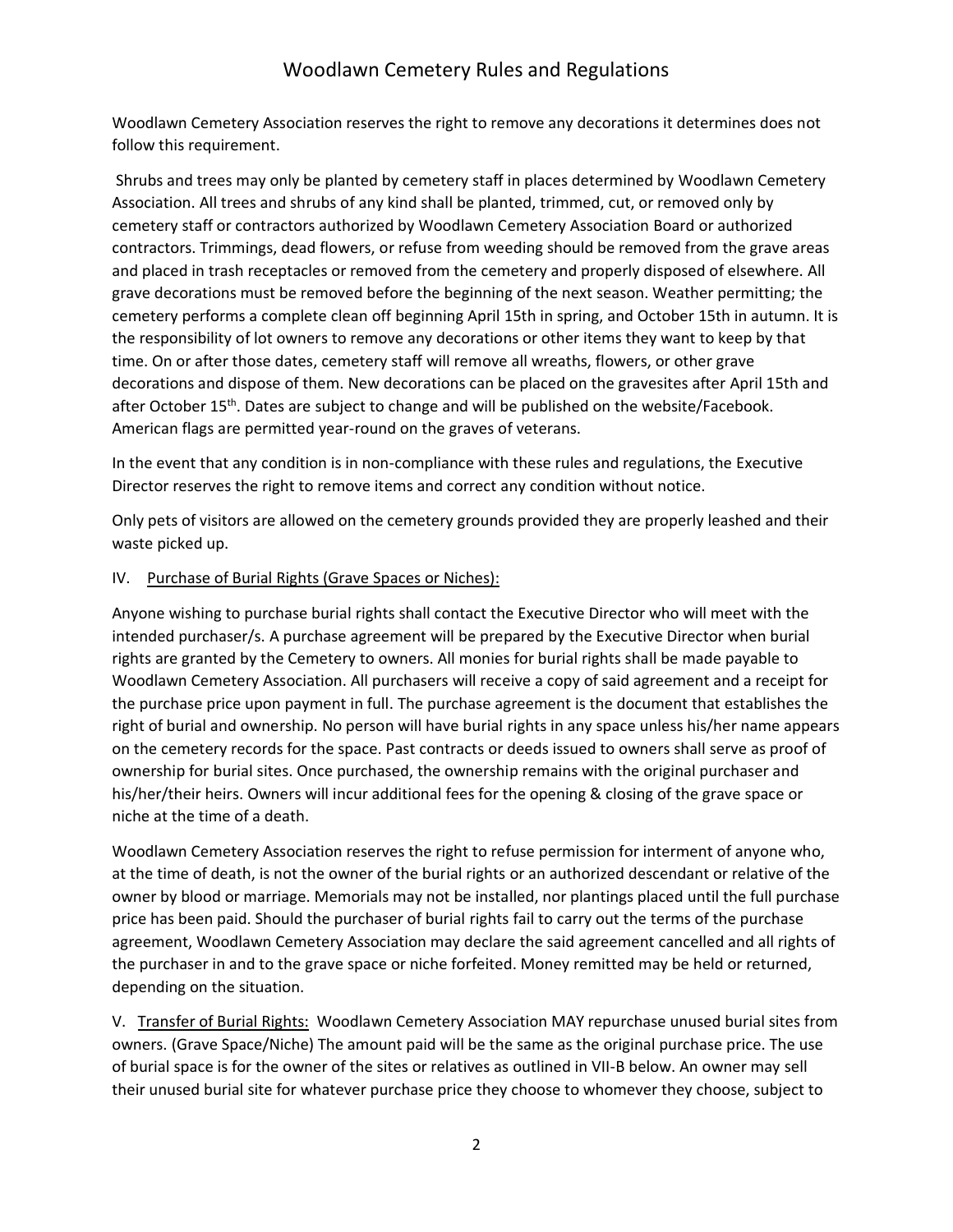Woodlawn Cemetery Association reserves the right to remove any decorations it determines does not follow this requirement.

Shrubs and trees may only be planted by cemetery staff in places determined by Woodlawn Cemetery Association. All trees and shrubs of any kind shall be planted, trimmed, cut, or removed only by cemetery staff or contractors authorized by Woodlawn Cemetery Association Board or authorized contractors. Trimmings, dead flowers, or refuse from weeding should be removed from the grave areas and placed in trash receptacles or removed from the cemetery and properly disposed of elsewhere. All grave decorations must be removed before the beginning of the next season. Weather permitting; the cemetery performs a complete clean off beginning April 15th in spring, and October 15th in autumn. It is the responsibility of lot owners to remove any decorations or other items they want to keep by that time. On or after those dates, cemetery staff will remove all wreaths, flowers, or other grave decorations and dispose of them. New decorations can be placed on the gravesites after April 15th and after October 15th. Dates are subject to change and will be published on the website/Facebook. American flags are permitted year-round on the graves of veterans.

In the event that any condition is in non-compliance with these rules and regulations, the Executive Director reserves the right to remove items and correct any condition without notice.

Only pets of visitors are allowed on the cemetery grounds provided they are properly leashed and their waste picked up.

## IV. Purchase of Burial Rights (Grave Spaces or Niches):

Anyone wishing to purchase burial rights shall contact the Executive Director who will meet with the intended purchaser/s. A purchase agreement will be prepared by the Executive Director when burial rights are granted by the Cemetery to owners. All monies for burial rights shall be made payable to Woodlawn Cemetery Association. All purchasers will receive a copy of said agreement and a receipt for the purchase price upon payment in full. The purchase agreement is the document that establishes the right of burial and ownership. No person will have burial rights in any space unless his/her name appears on the cemetery records for the space. Past contracts or deeds issued to owners shall serve as proof of ownership for burial sites. Once purchased, the ownership remains with the original purchaser and his/her/their heirs. Owners will incur additional fees for the opening & closing of the grave space or niche at the time of a death.

Woodlawn Cemetery Association reserves the right to refuse permission for interment of anyone who, at the time of death, is not the owner of the burial rights or an authorized descendant or relative of the owner by blood or marriage. Memorials may not be installed, nor plantings placed until the full purchase price has been paid. Should the purchaser of burial rights fail to carry out the terms of the purchase agreement, Woodlawn Cemetery Association may declare the said agreement cancelled and all rights of the purchaser in and to the grave space or niche forfeited. Money remitted may be held or returned, depending on the situation.

V. Transfer of Burial Rights: Woodlawn Cemetery Association MAY repurchase unused burial sites from owners. (Grave Space/Niche) The amount paid will be the same as the original purchase price. The use of burial space is for the owner of the sites or relatives as outlined in VII-B below. An owner may sell their unused burial site for whatever purchase price they choose to whomever they choose, subject to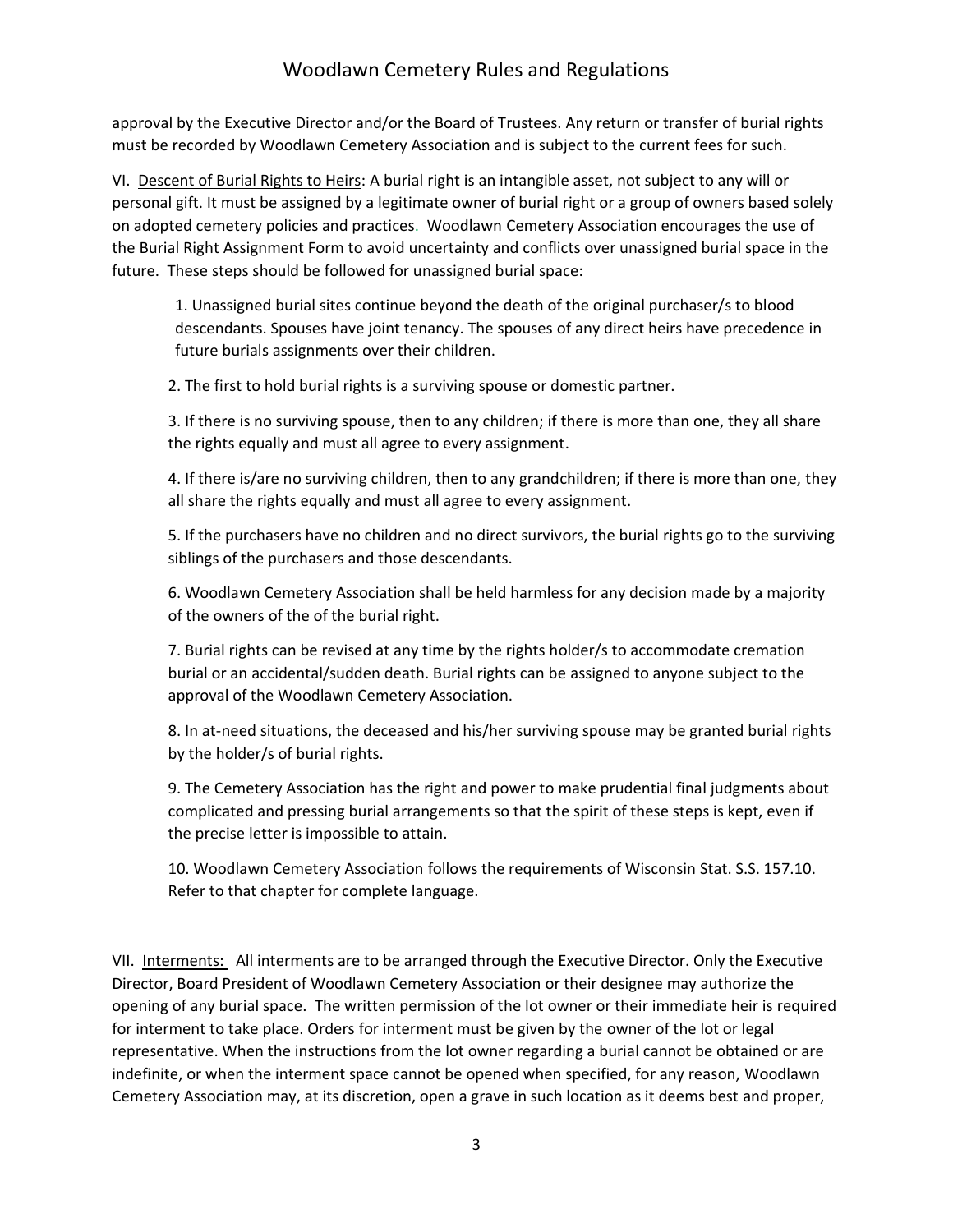approval by the Executive Director and/or the Board of Trustees. Any return or transfer of burial rights must be recorded by Woodlawn Cemetery Association and is subject to the current fees for such.

VI. <u>Descent of Burial Rights to Heirs</u>: A burial right is an intangible asset, not subject to any will or personal gift. It must be assigned by a legitimate owner of burial right or a group of owners based solely on adopted cemetery policies and practices. Woodlawn Cemetery Association encourages the use of the Burial Right Assignment Form to avoid uncertainty and conflicts over unassigned burial space in the future. These steps should be followed for unassigned burial space:

1. Unassigned burial sites continue beyond the death of the original purchaser/s to blood descendants. Spouses have joint tenancy. The spouses of any direct heirs have precedence in future burials assignments over their children.

2. The first to hold burial rights is a surviving spouse or domestic partner.

3. If there is no surviving spouse, then to any children; if there is more than one, they all share the rights equally and must all agree to every assignment.

4. If there is/are no surviving children, then to any grandchildren; if there is more than one, they all share the rights equally and must all agree to every assignment.

5. If the purchasers have no children and no direct survivors, the burial rights go to the surviving siblings of the purchasers and those descendants.

6. Woodlawn Cemetery Association shall be held harmless for any decision made by a majority of the owners of the of the burial right.

7. Burial rights can be revised at any time by the rights holder/s to accommodate cremation burial or an accidental/sudden death. Burial rights can be assigned to anyone subject to the approval of the Woodlawn Cemetery Association.

8. In at-need situations, the deceased and his/her surviving spouse may be granted burial rights by the holder/s of burial rights.

9. The Cemetery Association has the right and power to make prudential final judgments about complicated and pressing burial arrangements so that the spirit of these steps is kept, even if the precise letter is impossible to attain.

10. Woodlawn Cemetery Association follows the requirements of Wisconsin Stat. S.S. 157.10. Refer to that chapter for complete language.

VII. <u>Interments:</u> All interments are to be arranged through the Executive Director. Only the Executive Director, Board President of Woodlawn Cemetery Association or their designee may authorize the opening of any burial space. The written permission of the lot owner or their immediate heir is required for interment to take place. Orders for interment must be given by the owner of the lot or legal representative. When the instructions from the lot owner regarding a burial cannot be obtained or are indefinite, or when the interment space cannot be opened when specified, for any reason, Woodlawn Cemetery Association may, at its discretion, open a grave in such location as it deems best and proper,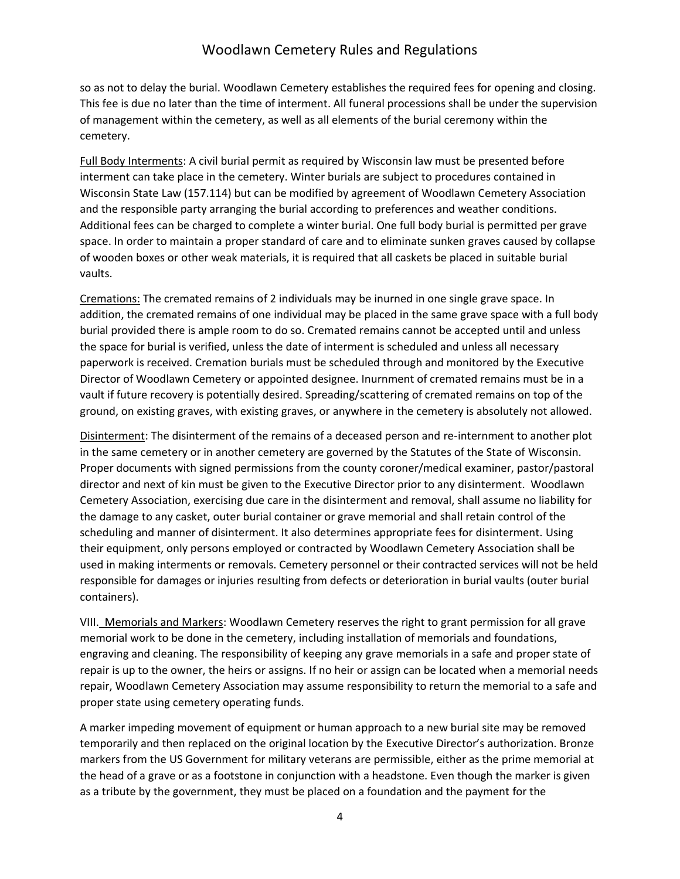so as not to delay the burial. Woodlawn Cemetery establishes the required fees for opening and closing. This fee is due no later than the time of interment. All funeral processions shall be under the supervision of management within the cemetery, as well as all elements of the burial ceremony within the cemetery.

<u>Full Body Interments</u>: A civil burial permit as required by Wisconsin law must be presented before interment can take place in the cemetery. Winter burials are subject to procedures contained in Wisconsin State Law (157.114) but can be modified by agreement of Woodlawn Cemetery Association and the responsible party arranging the burial according to preferences and weather conditions. Additional fees can be charged to complete a winter burial. One full body burial is permitted per grave space. In order to maintain a proper standard of care and to eliminate sunken graves caused by collapse of wooden boxes or other weak materials, it is required that all caskets be placed in suitable burial vaults.

<u>Cremations:</u> The cremated remains of 2 individuals may be inurned in one single grave space. In addition, the cremated remains of one individual may be placed in the same grave space with a full body burial provided there is ample room to do so. Cremated remains cannot be accepted until and unless the space for burial is verified, unless the date of interment is scheduled and unless all necessary paperwork is received. Cremation burials must be scheduled through and monitored by the Executive Director of Woodlawn Cemetery or appointed designee. Inurnment of cremated remains must be in a vault if future recovery is potentially desired. Spreading/scattering of cremated remains on top of the ground, on existing graves, with existing graves, or anywhere in the cemetery is absolutely not allowed.

<u>Disinterment</u>: The disinterment of the remains of a deceased person and re-internment to another plot in the same cemetery or in another cemetery are governed by the Statutes of the State of Wisconsin. Proper documents with signed permissions from the county coroner/medical examiner, pastor/pastoral director and next of kin must be given to the Executive Director prior to any disinterment. Woodlawn Cemetery Association, exercising due care in the disinterment and removal, shall assume no liability for the damage to any casket, outer burial container or grave memorial and shall retain control of the scheduling and manner of disinterment. It also determines appropriate fees for disinterment. Using their equipment, only persons employed or contracted by Woodlawn Cemetery Association shall be used in making interments or removals. Cemetery personnel or their contracted services will not be held responsible for damages or injuries resulting from defects or deterioration in burial vaults (outer burial containers).

VIII. <u>Memorials and Markers</u>: Woodlawn Cemetery reserves the right to grant permission for all grave memorial work to be done in the cemetery, including installation of memorials and foundations, engraving and cleaning. The responsibility of keeping any grave memorials in a safe and proper state of repair is up to the owner, the heirs or assigns. If no heir or assign can be located when a memorial needs repair, Woodlawn Cemetery Association may assume responsibility to return the memorial to a safe and proper state using cemetery operating funds.

A marker impeding movement of equipment or human approach to a new burial site may be removed temporarily and then replaced on the original location by the Executive Director's authorization. Bronze markers from the US Government for military veterans are permissible, either as the prime memorial at the head of a grave or as a footstone in conjunction with a headstone. Even though the marker is given as a tribute by the government, they must be placed on a foundation and the payment for the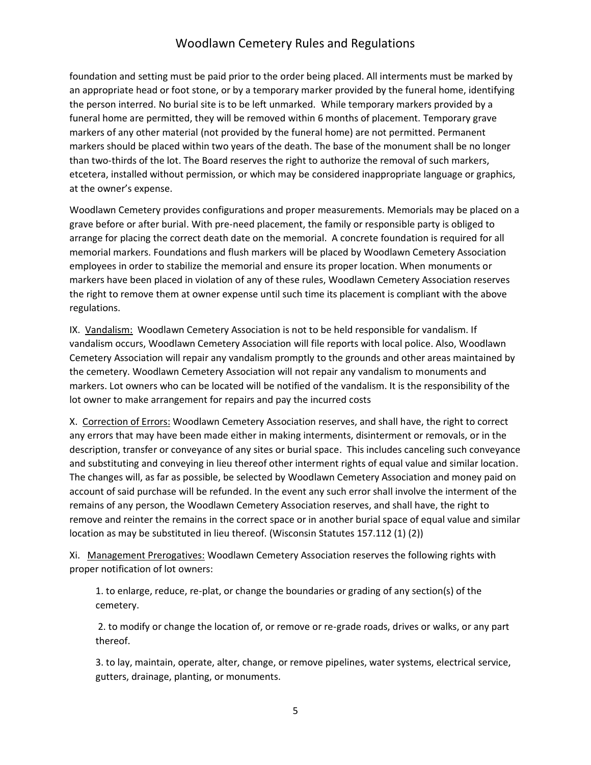foundation and setting must be paid prior to the order being placed. All interments must be marked by an appropriate head or foot stone, or by a temporary marker provided by the funeral home, identifying the person interred. No burial site is to be left unmarked. While temporary markers provided by a funeral home are permitted, they will be removed within 6 months of placement. Temporary grave markers of any other material (not provided by the funeral home) are not permitted. Permanent markers should be placed within two years of the death. The base of the monument shall be no longer than two-thirds of the lot. The Board reserves the right to authorize the removal of such markers, etcetera, installed without permission, or which may be considered inappropriate language or graphics, at the owner's expense.

Woodlawn Cemetery provides configurations and proper measurements. Memorials may be placed on a grave before or after burial. With pre-need placement, the family or responsible party is obliged to arrange for placing the correct death date on the memorial. A concrete foundation is required for all memorial markers. Foundations and flush markers will be placed by Woodlawn Cemetery Association employees in order to stabilize the memorial and ensure its proper location. When monuments or markers have been placed in violation of any of these rules, Woodlawn Cemetery Association reserves the right to remove them at owner expense until such time its placement is compliant with the above regulations.

IX. <u>Vandalism:</u> Woodlawn Cemetery Association is not to be held responsible for vandalism. If vandalism occurs, Woodlawn Cemetery Association will file reports with local police. Also, Woodlawn Cemetery Association will repair any vandalism promptly to the grounds and other areas maintained by the cemetery. Woodlawn Cemetery Association will not repair any vandalism to monuments and markers. Lot owners who can be located will be notified of the vandalism. It is the responsibility of the lot owner to make arrangement for repairs and pay the incurred costs

X. <u>Correction of Errors:</u> Woodlawn Cemetery Association reserves, and shall have, the right to correct any errors that may have been made either in making interments, disinterment or removals, or in the description, transfer or conveyance of any sites or burial space. This includes canceling such conveyance and substituting and conveying in lieu thereof other interment rights of equal value and similar location. The changes will, as far as possible, be selected by Woodlawn Cemetery Association and money paid on account of said purchase will be refunded. In the event any such error shall involve the interment of the remains of any person, the Woodlawn Cemetery Association reserves, and shall have, the right to remove and reinter the remains in the correct space or in another burial space of equal value and similar location as may be substituted in lieu thereof. (Wisconsin Statutes 157.112 (1) (2))

Xi. <u>Management Prerogatives:</u> Woodlawn Cemetery Association reserves the following rights with proper notification of lot owners:

1. to enlarge, reduce, re-plat, or change the boundaries or grading of any section(s) of the cemetery.

2. to modify or change the location of, or remove or re-grade roads, drives or walks, or any part thereof.

3. to lay, maintain, operate, alter, change, or remove pipelines, water systems, electrical service, gutters, drainage, planting, or monuments.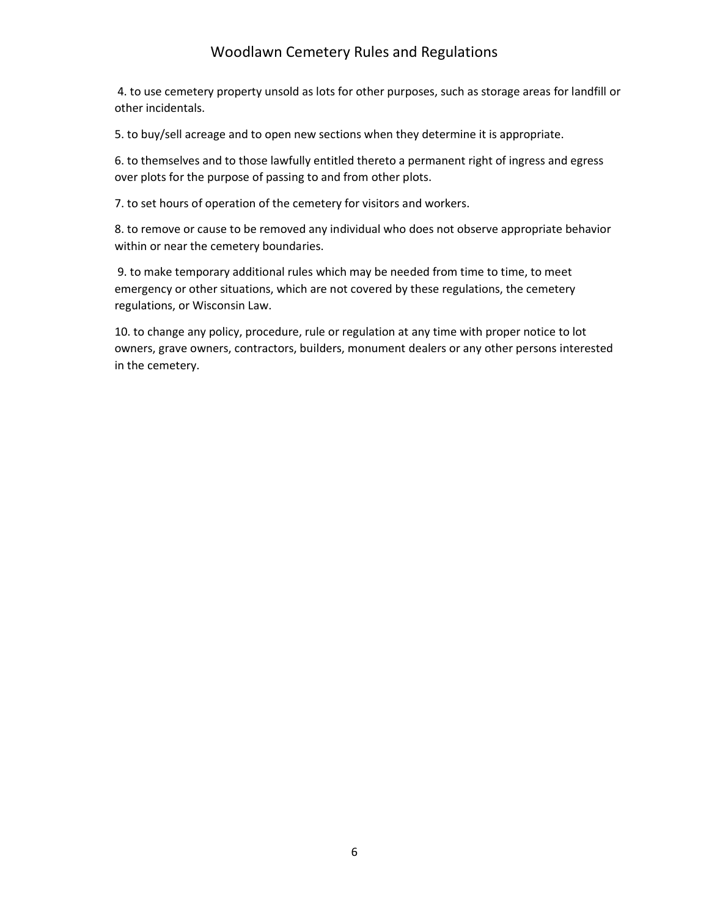4. to use cemetery property unsold as lots for other purposes, such as storage areas for landfill or other incidentals.

5. to buy/sell acreage and to open new sections when they determine it is appropriate.

6. to themselves and to those lawfully entitled thereto a permanent right of ingress and egress over plots for the purpose of passing to and from other plots.

7. to set hours of operation of the cemetery for visitors and workers.

8. to remove or cause to be removed any individual who does not observe appropriate behavior within or near the cemetery boundaries.

9. to make temporary additional rules which may be needed from time to time, to meet emergency or other situations, which are not covered by these regulations, the cemetery regulations, or Wisconsin Law.

10. to change any policy, procedure, rule or regulation at any time with proper notice to lot owners, grave owners, contractors, builders, monument dealers or any other persons interested in the cemetery.